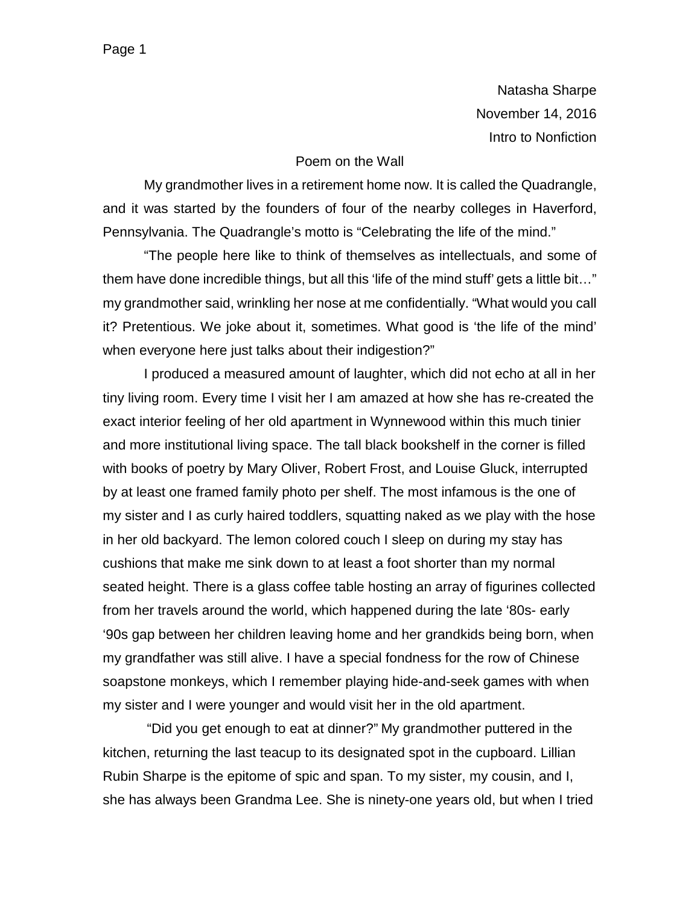Natasha Sharpe
November 14, 2016
Intro to Nonfiction

# Poem on the Wall

My grandmother lives in a retirement home now. It is called the Quadrangle, and it was started by the founders of four of the nearby colleges in Haverford, Pennsylvania. The Quadrangle's motto is "Celebrating the life of the mind."

"The people here like to think of themselves as intellectuals, and some of them have done incredible things, but all this 'life of the mind stuff' gets a little bit…" my grandmother said, wrinkling her nose at me confidentially. "What would you call it? Pretentious. We joke about it, sometimes. What good is 'the life of the mind' when everyone here just talks about their indigestion?"

I produced a measured amount of laughter, which did not echo at all in her tiny living room. Every time I visit her I am amazed at how she has re-created the exact interior feeling of her old apartment in Wynnewood within this much tinier and more institutional living space. The tall black bookshelf in the corner is filled with books of poetry by Mary Oliver, Robert Frost, and Louise Gluck, interrupted by at least one framed family photo per shelf. The most infamous is the one of my sister and I as curly haired toddlers, squatting naked as we play with the hose in her old backyard. The lemon colored couch I sleep on during my stay has cushions that make me sink down to at least a foot shorter than my normal seated height. There is a glass coffee table hosting an array of figurines collected from her travels around the world, which happened during the late '80s- early '90s gap between her children leaving home and her grandkids being born, when my grandfather was still alive. I have a special fondness for the row of Chinese soapstone monkeys, which I remember playing hide-and-seek games with when my sister and I were younger and would visit her in the old apartment.

"Did you get enough to eat at dinner?" My grandmother puttered in the kitchen, returning the last teacup to its designated spot in the cupboard. Lillian Rubin Sharpe is the epitome of spic and span. To my sister, my cousin, and I, she has always been Grandma Lee. She is ninety-one years old, but when I tried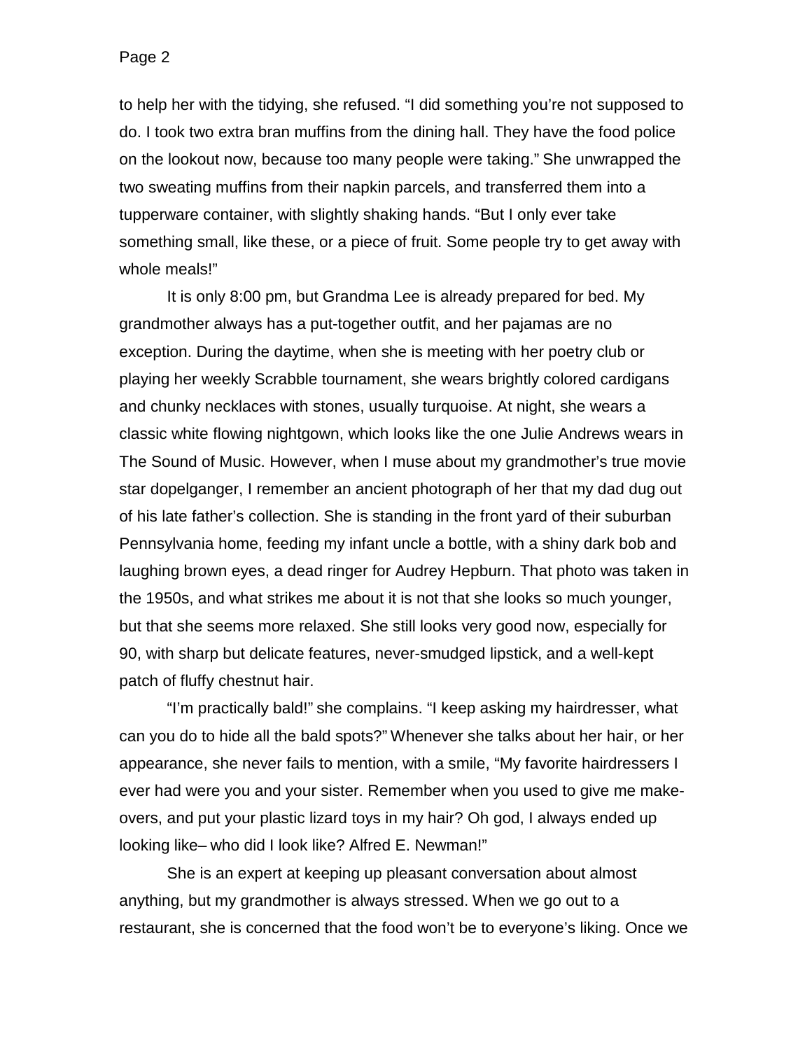to help her with the tidying, she refused. “I did something you’re not supposed to do. I took two extra bran muffins from the dining hall. They have the food police on the lookout now, because too many people were taking.” She unwrapped the two sweating muffins from their napkin parcels, and transferred them into a tupperware container, with slightly shaking hands. “But I only ever take something small, like these, or a piece of fruit. Some people try to get away with whole meals!”

It is only 8:00 pm, but Grandma Lee is already prepared for bed. My grandmother always has a put-together outfit, and her pajamas are no exception. During the daytime, when she is meeting with her poetry club or playing her weekly Scrabble tournament, she wears brightly colored cardigans and chunky necklaces with stones, usually turquoise. At night, she wears a classic white flowing nightgown, which looks like the one Julie Andrews wears in The Sound of Music. However, when I muse about my grandmother’s true movie star dopelganger, I remember an ancient photograph of her that my dad dug out of his late father’s collection. She is standing in the front yard of their suburban Pennsylvania home, feeding my infant uncle a bottle, with a shiny dark bob and laughing brown eyes, a dead ringer for Audrey Hepburn. That photo was taken in the 1950s, and what strikes me about it is not that she looks so much younger, but that she seems more relaxed. She still looks very good now, especially for 90, with sharp but delicate features, never-smudged lipstick, and a well-kept patch of fluffy chestnut hair.

“I’m practically bald!” she complains. “I keep asking my hairdresser, what can you do to hide all the bald spots?” Whenever she talks about her hair, or her appearance, she never fails to mention, with a smile, “My favorite hairdressers I ever had were you and your sister. Remember when you used to give me make-overs, and put your plastic lizard toys in my hair? Oh god, I always ended up looking like– who did I look like? Alfred E. Newman!”

She is an expert at keeping up pleasant conversation about almost anything, but my grandmother is always stressed. When we go out to a restaurant, she is concerned that the food won’t be to everyone’s liking. Once we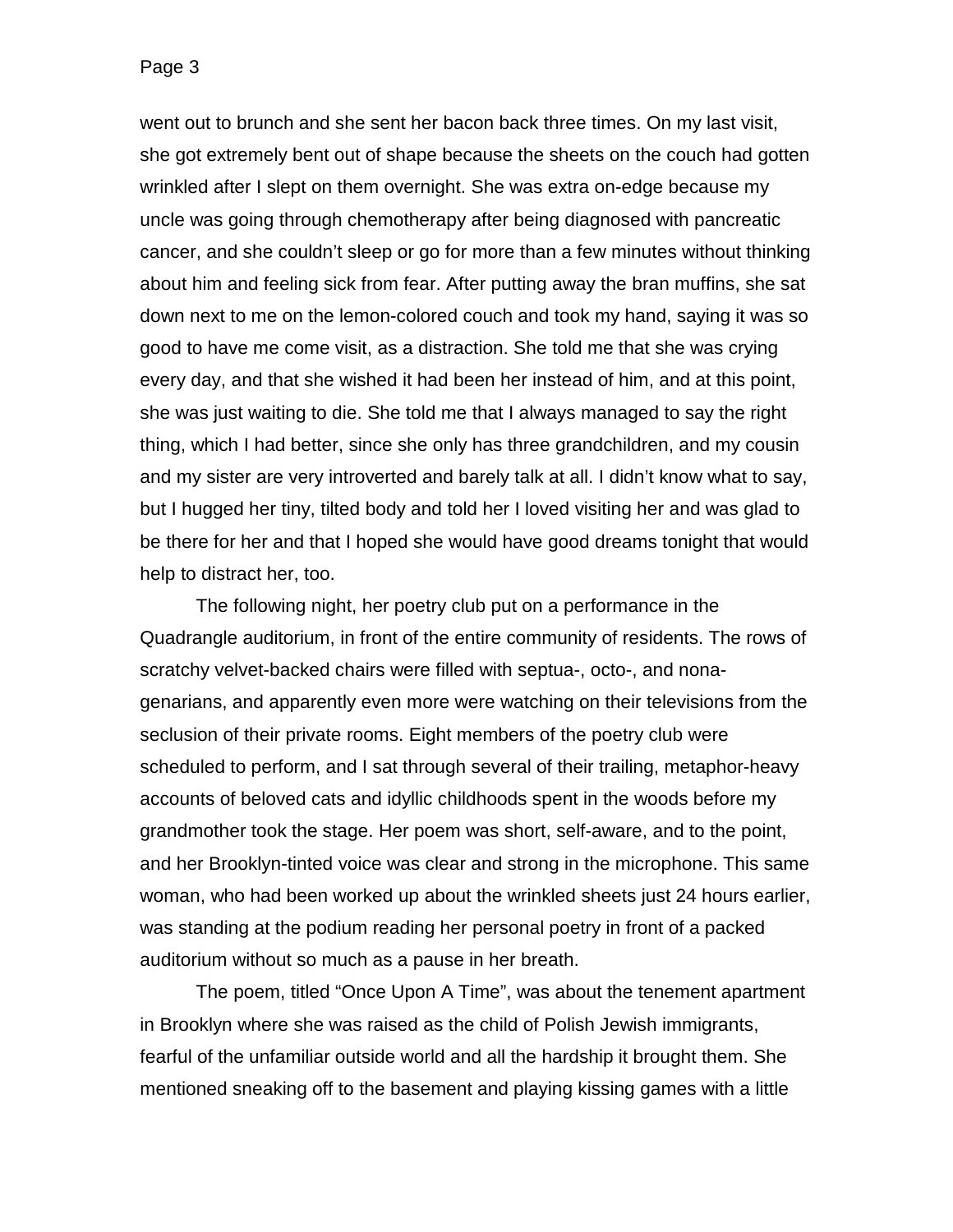went out to brunch and she sent her bacon back three times. On my last visit, she got extremely bent out of shape because the sheets on the couch had gotten wrinkled after I slept on them overnight. She was extra on-edge because my uncle was going through chemotherapy after being diagnosed with pancreatic cancer, and she couldn't sleep or go for more than a few minutes without thinking about him and feeling sick from fear. After putting away the bran muffins, she sat down next to me on the lemon-colored couch and took my hand, saying it was so good to have me come visit, as a distraction. She told me that she was crying every day, and that she wished it had been her instead of him, and at this point, she was just waiting to die. She told me that I always managed to say the right thing, which I had better, since she only has three grandchildren, and my cousin and my sister are very introverted and barely talk at all. I didn't know what to say, but I hugged her tiny, tilted body and told her I loved visiting her and was glad to be there for her and that I hoped she would have good dreams tonight that would help to distract her, too.

The following night, her poetry club put on a performance in the Quadrangle auditorium, in front of the entire community of residents. The rows of scratchy velvet-backed chairs were filled with septua-, octo-, and nona-genarians, and apparently even more were watching on their televisions from the seclusion of their private rooms. Eight members of the poetry club were scheduled to perform, and I sat through several of their trailing, metaphor-heavy accounts of beloved cats and idyllic childhoods spent in the woods before my grandmother took the stage. Her poem was short, self-aware, and to the point, and her Brooklyn-tinted voice was clear and strong in the microphone. This same woman, who had been worked up about the wrinkled sheets just 24 hours earlier, was standing at the podium reading her personal poetry in front of a packed auditorium without so much as a pause in her breath.

The poem, titled "Once Upon A Time", was about the tenement apartment in Brooklyn where she was raised as the child of Polish Jewish immigrants, fearful of the unfamiliar outside world and all the hardship it brought them. She mentioned sneaking off to the basement and playing kissing games with a little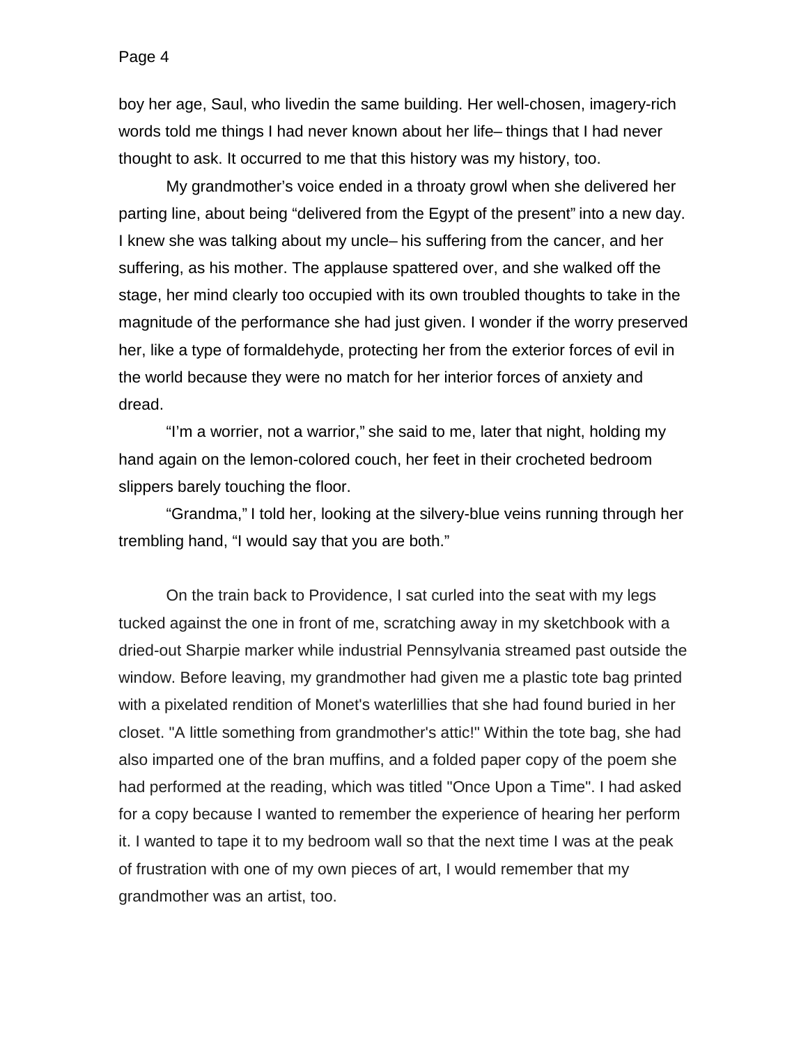boy her age, Saul, who livedin the same building. Her well-chosen, imagery-rich words told me things I had never known about her life– things that I had never thought to ask. It occurred to me that this history was my history, too.

My grandmother's voice ended in a throaty growl when she delivered her parting line, about being "delivered from the Egypt of the present" into a new day. I knew she was talking about my uncle– his suffering from the cancer, and her suffering, as his mother. The applause spattered over, and she walked off the stage, her mind clearly too occupied with its own troubled thoughts to take in the magnitude of the performance she had just given. I wonder if the worry preserved her, like a type of formaldehyde, protecting her from the exterior forces of evil in the world because they were no match for her interior forces of anxiety and dread.

"I'm a worrier, not a warrior," she said to me, later that night, holding my hand again on the lemon-colored couch, her feet in their crocheted bedroom slippers barely touching the floor.

"Grandma," I told her, looking at the silvery-blue veins running through her trembling hand, "I would say that you are both."

On the train back to Providence, I sat curled into the seat with my legs tucked against the one in front of me, scratching away in my sketchbook with a dried-out Sharpie marker while industrial Pennsylvania streamed past outside the window. Before leaving, my grandmother had given me a plastic tote bag printed with a pixelated rendition of Monet's waterlillies that she had found buried in her closet. "A little something from grandmother's attic!" Within the tote bag, she had also imparted one of the bran muffins, and a folded paper copy of the poem she had performed at the reading, which was titled "Once Upon a Time". I had asked for a copy because I wanted to remember the experience of hearing her perform it. I wanted to tape it to my bedroom wall so that the next time I was at the peak of frustration with one of my own pieces of art, I would remember that my grandmother was an artist, too.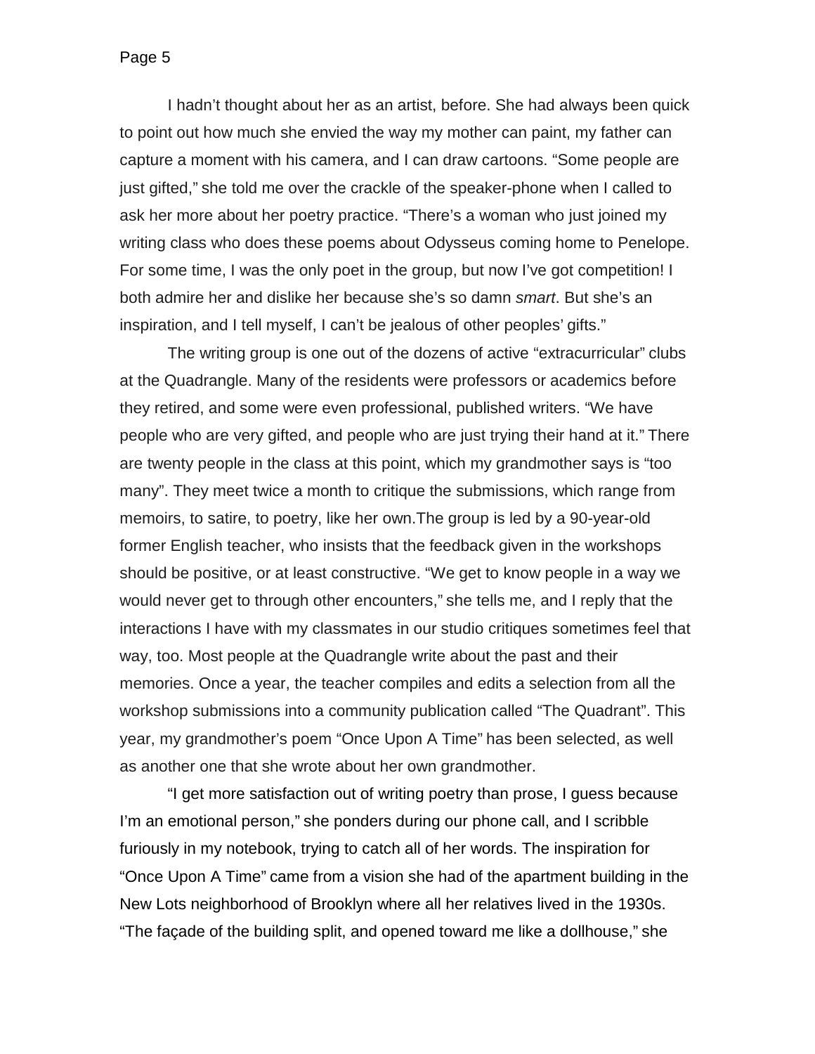I hadn't thought about her as an artist, before. She had always been quick to point out how much she envied the way my mother can paint, my father can capture a moment with his camera, and I can draw cartoons. "Some people are just gifted," she told me over the crackle of the speaker-phone when I called to ask her more about her poetry practice. "There's a woman who just joined my writing class who does these poems about Odysseus coming home to Penelope. For some time, I was the only poet in the group, but now I've got competition! I both admire her and dislike her because she's so damn *smart*. But she's an inspiration, and I tell myself, I can't be jealous of other peoples' gifts."

The writing group is one out of the dozens of active "extracurricular" clubs at the Quadrangle. Many of the residents were professors or academics before they retired, and some were even professional, published writers. "We have people who are very gifted, and people who are just trying their hand at it." There are twenty people in the class at this point, which my grandmother says is "too many". They meet twice a month to critique the submissions, which range from memoirs, to satire, to poetry, like her own.The group is led by a 90-year-old former English teacher, who insists that the feedback given in the workshops should be positive, or at least constructive. "We get to know people in a way we would never get to through other encounters," she tells me, and I reply that the interactions I have with my classmates in our studio critiques sometimes feel that way, too. Most people at the Quadrangle write about the past and their memories. Once a year, the teacher compiles and edits a selection from all the workshop submissions into a community publication called "The Quadrant". This year, my grandmother's poem "Once Upon A Time" has been selected, as well as another one that she wrote about her own grandmother.

"I get more satisfaction out of writing poetry than prose, I guess because I'm an emotional person," she ponders during our phone call, and I scribble furiously in my notebook, trying to catch all of her words. The inspiration for "Once Upon A Time" came from a vision she had of the apartment building in the New Lots neighborhood of Brooklyn where all her relatives lived in the 1930s. "The façade of the building split, and opened toward me like a dollhouse," she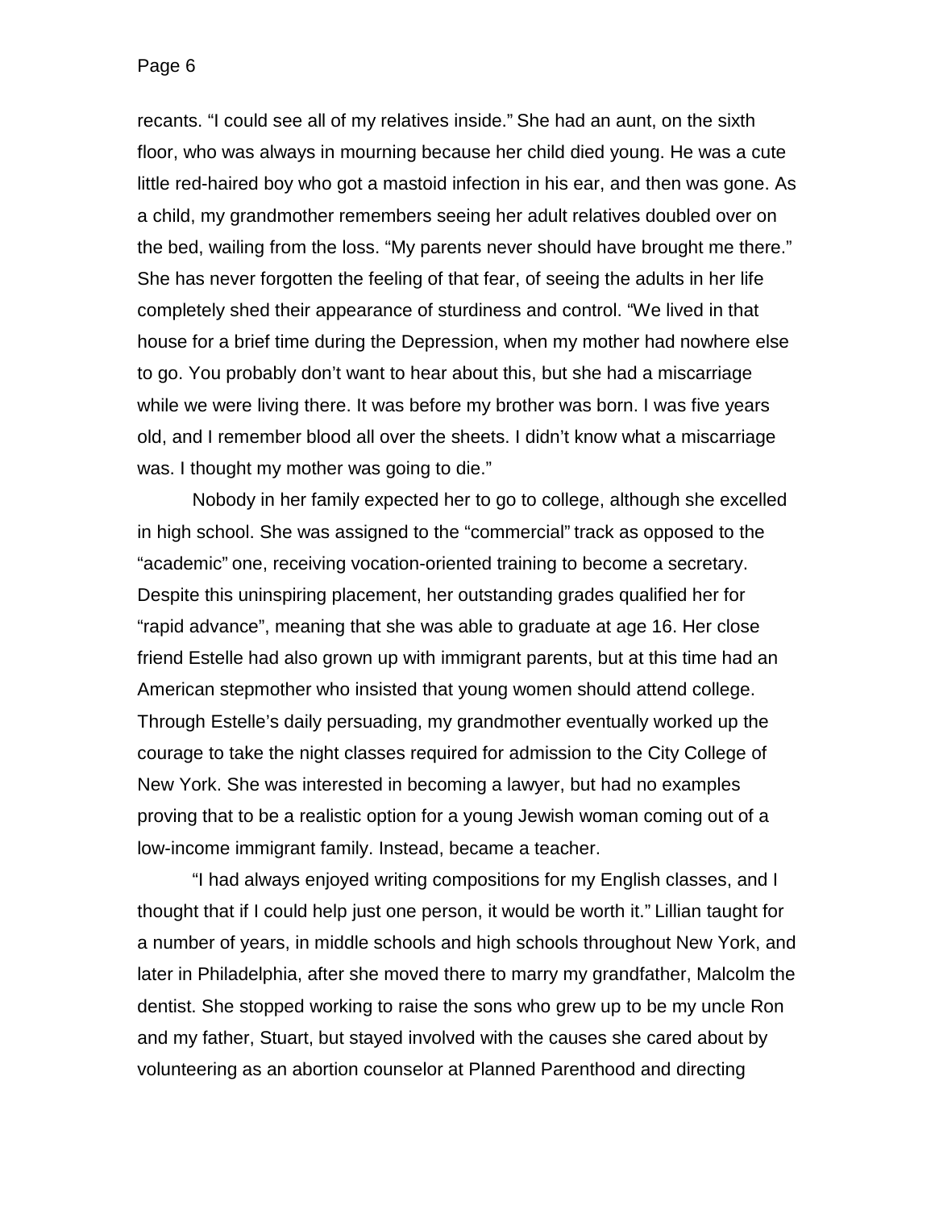recants. "I could see all of my relatives inside." She had an aunt, on the sixth floor, who was always in mourning because her child died young. He was a cute little red-haired boy who got a mastoid infection in his ear, and then was gone. As a child, my grandmother remembers seeing her adult relatives doubled over on the bed, wailing from the loss. "My parents never should have brought me there." She has never forgotten the feeling of that fear, of seeing the adults in her life completely shed their appearance of sturdiness and control. "We lived in that house for a brief time during the Depression, when my mother had nowhere else to go. You probably don't want to hear about this, but she had a miscarriage while we were living there. It was before my brother was born. I was five years old, and I remember blood all over the sheets. I didn't know what a miscarriage was. I thought my mother was going to die."

Nobody in her family expected her to go to college, although she excelled in high school. She was assigned to the "commercial" track as opposed to the "academic" one, receiving vocation-oriented training to become a secretary. Despite this uninspiring placement, her outstanding grades qualified her for "rapid advance", meaning that she was able to graduate at age 16. Her close friend Estelle had also grown up with immigrant parents, but at this time had an American stepmother who insisted that young women should attend college. Through Estelle's daily persuading, my grandmother eventually worked up the courage to take the night classes required for admission to the City College of New York. She was interested in becoming a lawyer, but had no examples proving that to be a realistic option for a young Jewish woman coming out of a low-income immigrant family. Instead, became a teacher.

"I had always enjoyed writing compositions for my English classes, and I thought that if I could help just one person, it would be worth it." Lillian taught for a number of years, in middle schools and high schools throughout New York, and later in Philadelphia, after she moved there to marry my grandfather, Malcolm the dentist. She stopped working to raise the sons who grew up to be my uncle Ron and my father, Stuart, but stayed involved with the causes she cared about by volunteering as an abortion counselor at Planned Parenthood and directing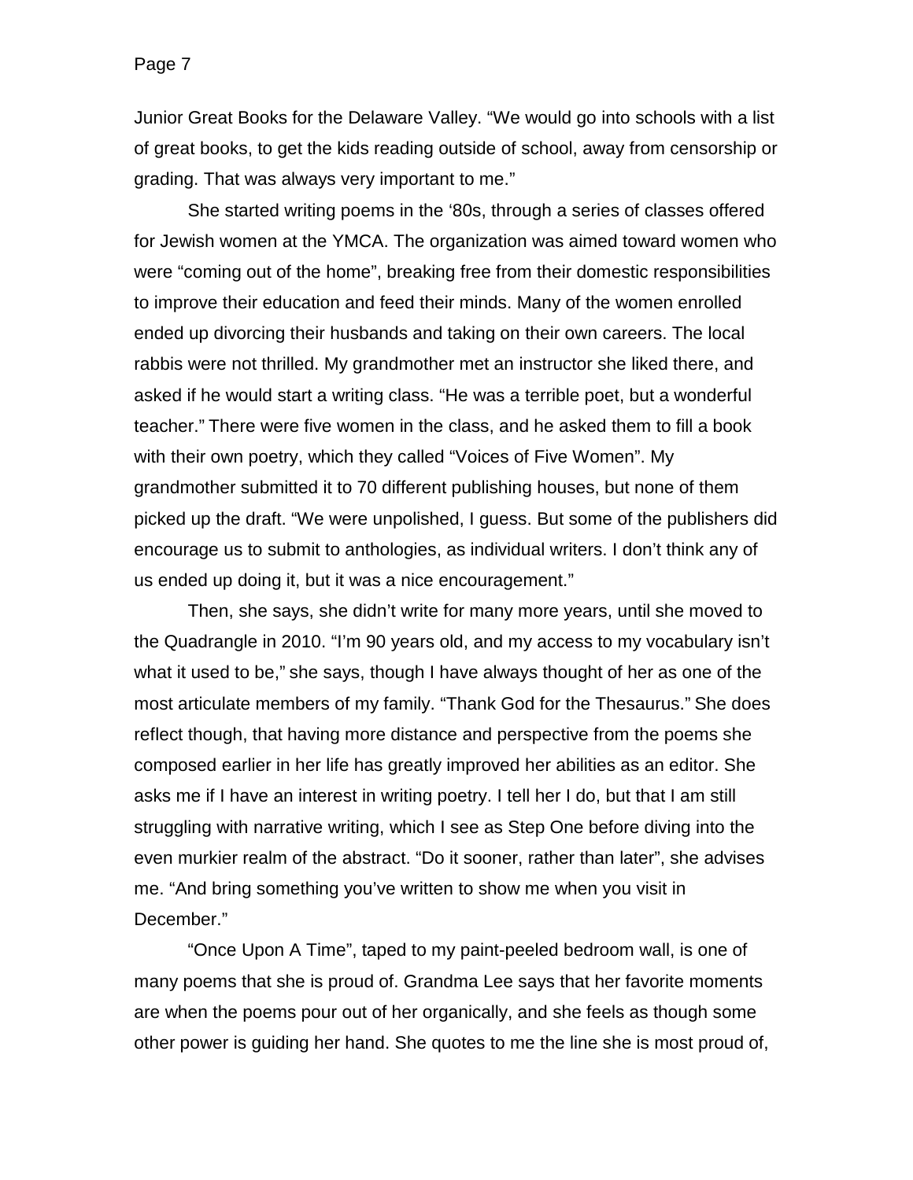Junior Great Books for the Delaware Valley. "We would go into schools with a list of great books, to get the kids reading outside of school, away from censorship or grading. That was always very important to me."

She started writing poems in the '80s, through a series of classes offered for Jewish women at the YMCA. The organization was aimed toward women who were "coming out of the home", breaking free from their domestic responsibilities to improve their education and feed their minds. Many of the women enrolled ended up divorcing their husbands and taking on their own careers. The local rabbis were not thrilled. My grandmother met an instructor she liked there, and asked if he would start a writing class. "He was a terrible poet, but a wonderful teacher." There were five women in the class, and he asked them to fill a book with their own poetry, which they called "Voices of Five Women". My grandmother submitted it to 70 different publishing houses, but none of them picked up the draft. "We were unpolished, I guess. But some of the publishers did encourage us to submit to anthologies, as individual writers. I don't think any of us ended up doing it, but it was a nice encouragement."

Then, she says, she didn't write for many more years, until she moved to the Quadrangle in 2010. "I'm 90 years old, and my access to my vocabulary isn't what it used to be," she says, though I have always thought of her as one of the most articulate members of my family. "Thank God for the Thesaurus." She does reflect though, that having more distance and perspective from the poems she composed earlier in her life has greatly improved her abilities as an editor. She asks me if I have an interest in writing poetry. I tell her I do, but that I am still struggling with narrative writing, which I see as Step One before diving into the even murkier realm of the abstract. "Do it sooner, rather than later", she advises me. "And bring something you've written to show me when you visit in December."

"Once Upon A Time", taped to my paint-peeled bedroom wall, is one of many poems that she is proud of. Grandma Lee says that her favorite moments are when the poems pour out of her organically, and she feels as though some other power is guiding her hand. She quotes to me the line she is most proud of,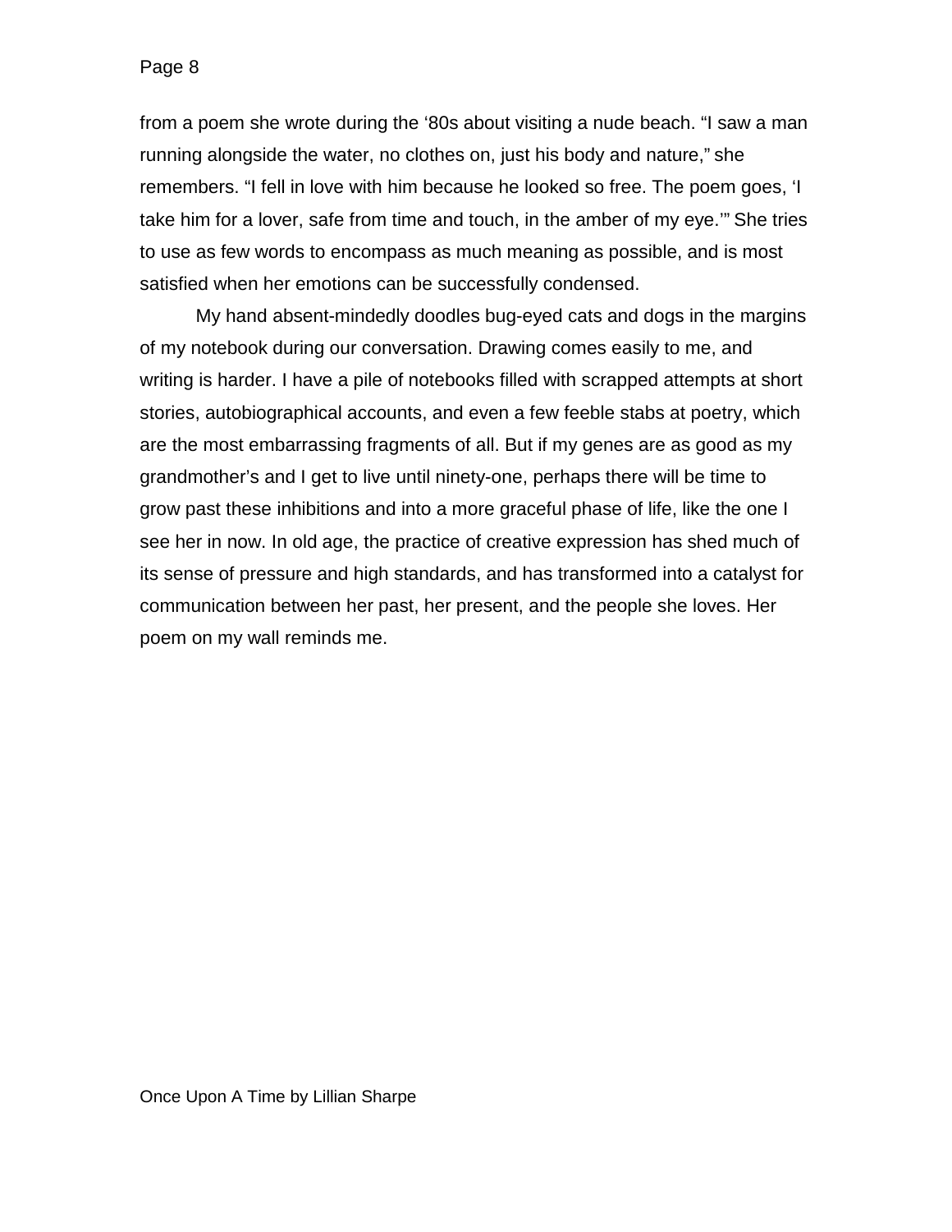from a poem she wrote during the ‘80s about visiting a nude beach. “I saw a man running alongside the water, no clothes on, just his body and nature,” she remembers. “I fell in love with him because he looked so free. The poem goes, ‘I take him for a lover, safe from time and touch, in the amber of my eye.’” She tries to use as few words to encompass as much meaning as possible, and is most satisfied when her emotions can be successfully condensed.

My hand absent-mindedly doodles bug-eyed cats and dogs in the margins of my notebook during our conversation. Drawing comes easily to me, and writing is harder. I have a pile of notebooks filled with scrapped attempts at short stories, autobiographical accounts, and even a few feeble stabs at poetry, which are the most embarrassing fragments of all. But if my genes are as good as my grandmother’s and I get to live until ninety-one, perhaps there will be time to grow past these inhibitions and into a more graceful phase of life, like the one I see her in now. In old age, the practice of creative expression has shed much of its sense of pressure and high standards, and has transformed into a catalyst for communication between her past, her present, and the people she loves. Her poem on my wall reminds me.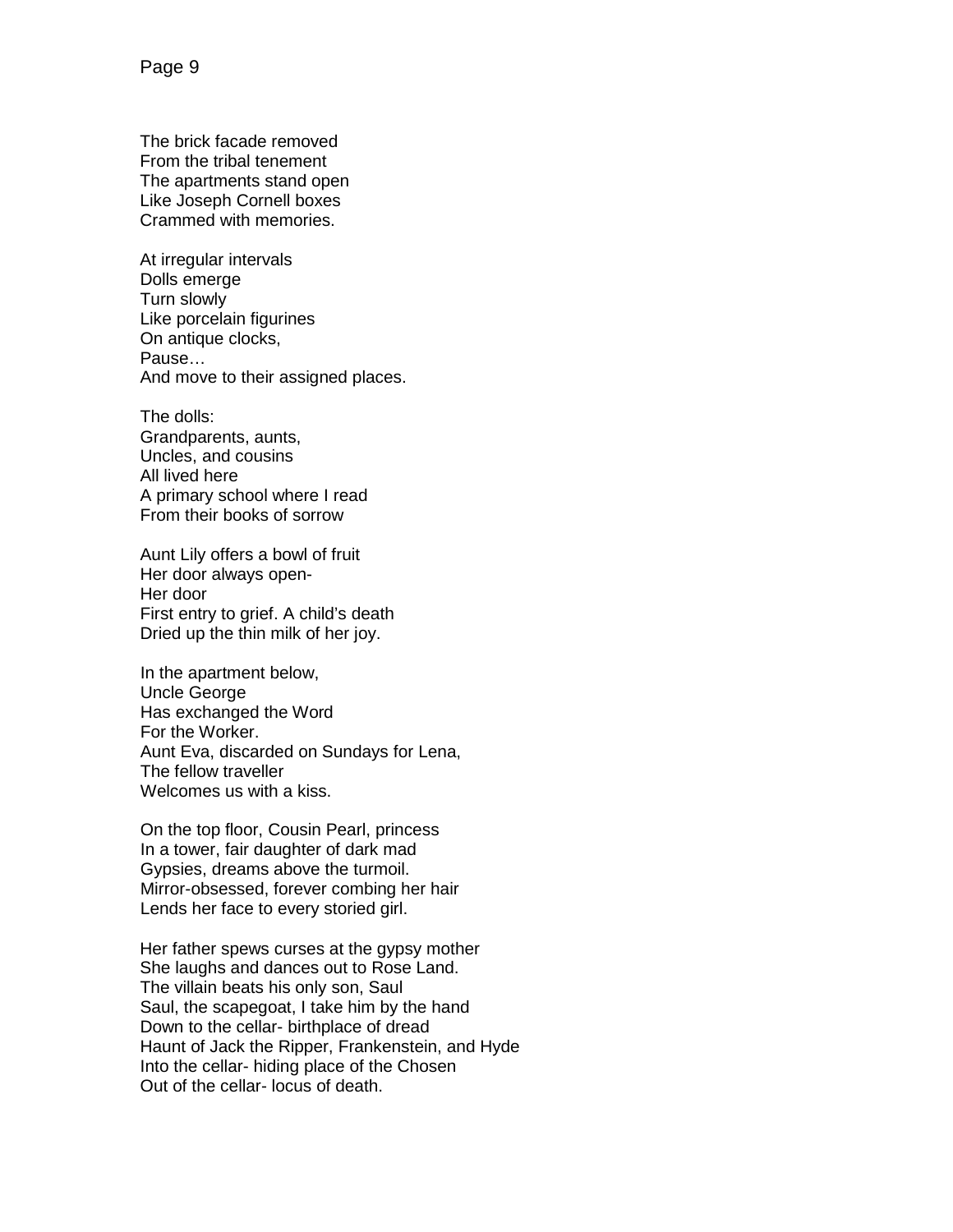The brick facade removed
From the tribal tenement
The apartments stand open
Like Joseph Cornell boxes
Crammed with memories.

At irregular intervals
Dolls emerge
Turn slowly
Like porcelain figurines
On antique clocks,
Pause…
And move to their assigned places.

The dolls:
Grandparents, aunts,
Uncles, and cousins
All lived here
A primary school where I read
From their books of sorrow

Aunt Lily offers a bowl of fruit
Her door always open-
Her door
First entry to grief. A child's death
Dried up the thin milk of her joy.

In the apartment below,
Uncle George
Has exchanged the Word
For the Worker.
Aunt Eva, discarded on Sundays for Lena,
The fellow traveller
Welcomes us with a kiss.

On the top floor, Cousin Pearl, princess
In a tower, fair daughter of dark mad
Gypsies, dreams above the turmoil.
Mirror-obsessed, forever combing her hair
Lends her face to every storied girl.

Her father spews curses at the gypsy mother
She laughs and dances out to Rose Land.
The villain beats his only son, Saul
Saul, the scapegoat, I take him by the hand
Down to the cellar- birthplace of dread
Haunt of Jack the Ripper, Frankenstein, and Hyde
Into the cellar- hiding place of the Chosen
Out of the cellar- locus of death.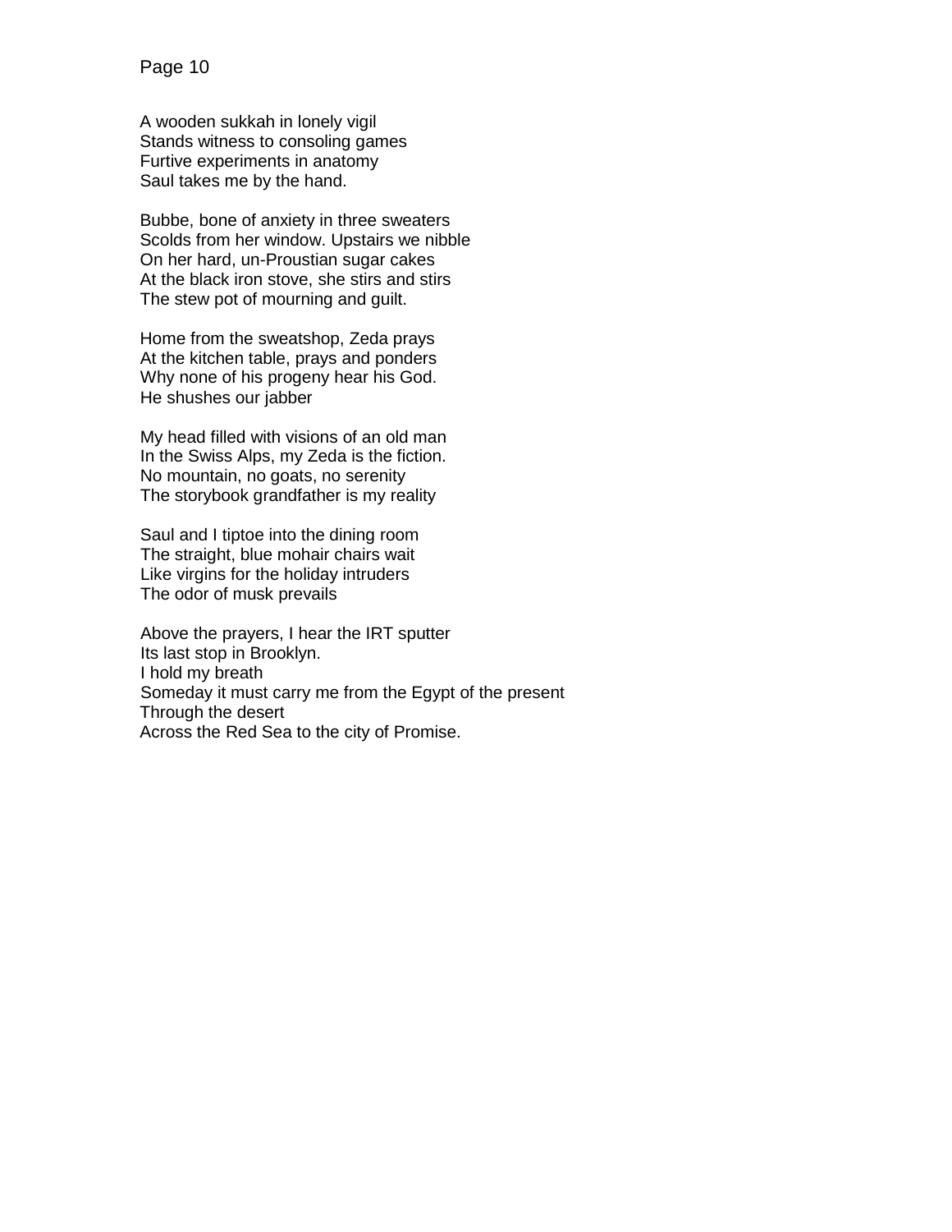A wooden sukkah in lonely vigil
Stands witness to consoling games
Furtive experiments in anatomy
Saul takes me by the hand.

Bubbe, bone of anxiety in three sweaters
Scolds from her window. Upstairs we nibble
On her hard, un-Proustian sugar cakes
At the black iron stove, she stirs and stirs
The stew pot of mourning and guilt.

Home from the sweatshop, Zeda prays
At the kitchen table, prays and ponders
Why none of his progeny hear his God.
He shushes our jabber

My head filled with visions of an old man
In the Swiss Alps, my Zeda is the fiction.
No mountain, no goats, no serenity
The storybook grandfather is my reality

Saul and I tiptoe into the dining room
The straight, blue mohair chairs wait
Like virgins for the holiday intruders
The odor of musk prevails

Above the prayers, I hear the IRT sputter
Its last stop in Brooklyn.
I hold my breath
Someday it must carry me from the Egypt of the present
Through the desert
Across the Red Sea to the city of Promise.